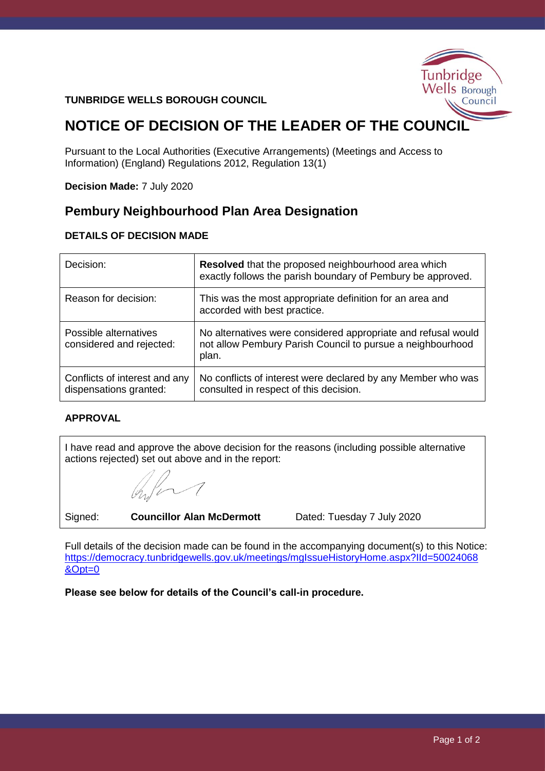**TUNBRIDGE WELLS BOROUGH COUNCIL**

# NOTICE OF DECISION OF THE LEADER OF THE COUNCIL

Pursuant to the Local Authorities (Executive Arrangements) (Meetings and Access to Information) (England) Regulations 2012, Regulation 13(1)

**Decision Made:** 7 July 2020

## Pembury Neighbourhood Plan Area Designation

### DETAILS OF DECISION MADE

| | |
|---|---|
| Decision: | **Resolved** that the proposed neighbourhood area which exactly follows the parish boundary of Pembury be approved. |
| Reason for decision: | This was the most appropriate definition for an area and accorded with best practice. |
| Possible alternatives considered and rejected: | No alternatives were considered appropriate and refusal would not allow Pembury Parish Council to pursue a neighbourhood plan. |
| Conflicts of interest and any dispensations granted: | No conflicts of interest were declared by any Member who was consulted in respect of this decision. |

### APPROVAL

I have read and approve the above decision for the reasons (including possible alternative actions rejected) set out above and in the report:

Signed: **Councillor Alan McDermott** Dated: Tuesday 7 July 2020

Full details of the decision made can be found in the accompanying document(s) to this Notice: https://democracy.tunbridgewells.gov.uk/meetings/mgIssueHistoryHome.aspx?IId=50024068&Opt=0

**Please see below for details of the Council's call-in procedure.**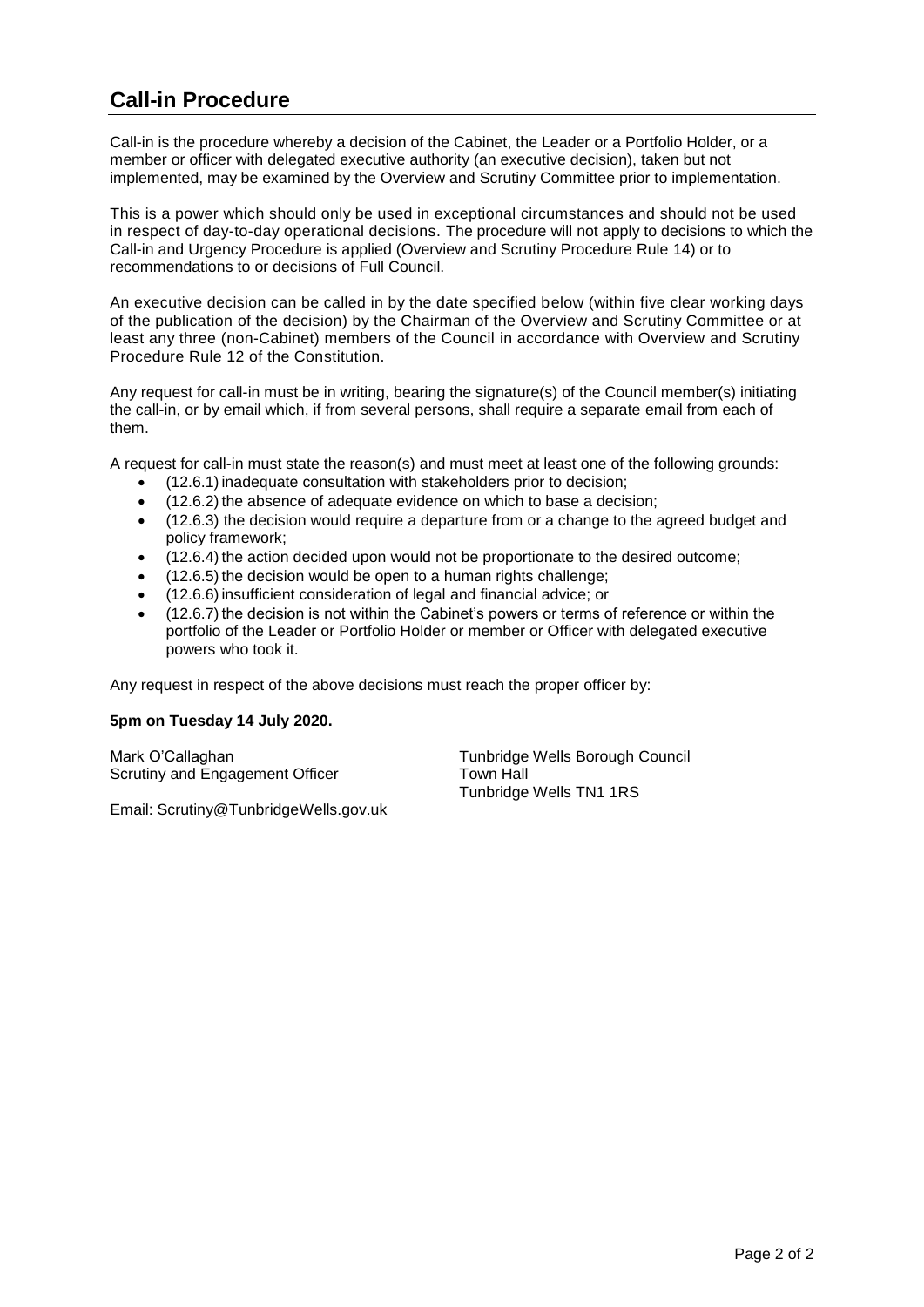## Call-in Procedure

Call-in is the procedure whereby a decision of the Cabinet, the Leader or a Portfolio Holder, or a member or officer with delegated executive authority (an executive decision), taken but not implemented, may be examined by the Overview and Scrutiny Committee prior to implementation.

This is a power which should only be used in exceptional circumstances and should not be used in respect of day-to-day operational decisions. The procedure will not apply to decisions to which the Call-in and Urgency Procedure is applied (Overview and Scrutiny Procedure Rule 14) or to recommendations to or decisions of Full Council.

An executive decision can be called in by the date specified below (within five clear working days of the publication of the decision) by the Chairman of the Overview and Scrutiny Committee or at least any three (non-Cabinet) members of the Council in accordance with Overview and Scrutiny Procedure Rule 12 of the Constitution.

Any request for call-in must be in writing, bearing the signature(s) of the Council member(s) initiating the call-in, or by email which, if from several persons, shall require a separate email from each of them.

A request for call-in must state the reason(s) and must meet at least one of the following grounds:

- (12.6.1) inadequate consultation with stakeholders prior to decision;
- (12.6.2) the absence of adequate evidence on which to base a decision;
- (12.6.3) the decision would require a departure from or a change to the agreed budget and policy framework;
- (12.6.4) the action decided upon would not be proportionate to the desired outcome;
- (12.6.5) the decision would be open to a human rights challenge;
- (12.6.6) insufficient consideration of legal and financial advice; or
- (12.6.7) the decision is not within the Cabinet's powers or terms of reference or within the portfolio of the Leader or Portfolio Holder or member or Officer with delegated executive powers who took it.

Any request in respect of the above decisions must reach the proper officer by:

**5pm on Tuesday 14 July 2020.**

Mark O'Callaghan
Scrutiny and Engagement Officer

Tunbridge Wells Borough Council
Town Hall
Tunbridge Wells TN1 1RS

Email: Scrutiny@TunbridgeWells.gov.uk